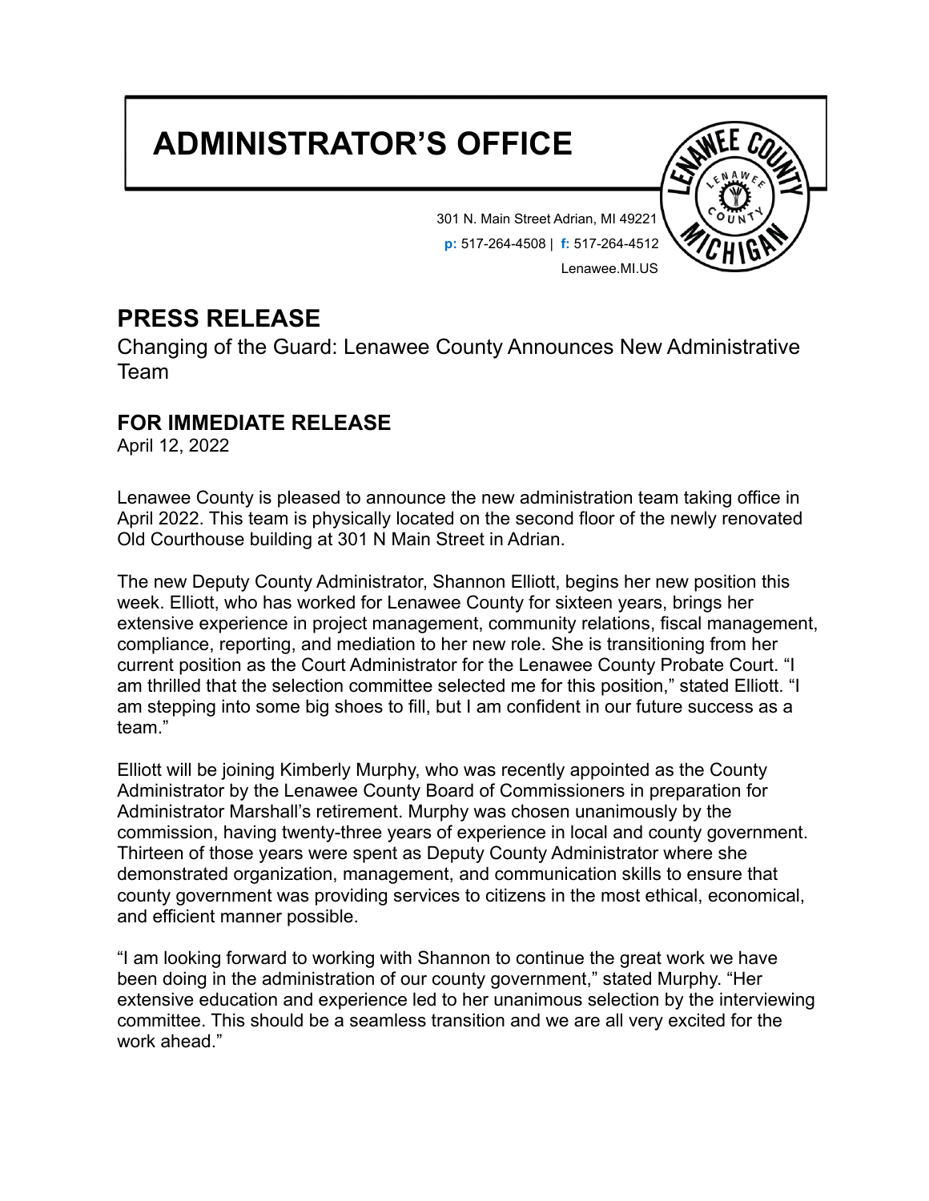# ADMINISTRATOR'S OFFICE

301 N. Main Street Adrian, MI 49221
**p:** 517-264-4508 | **f:** 517-264-4512
Lenawee.MI.US

## PRESS RELEASE

Changing of the Guard: Lenawee County Announces New Administrative Team

## FOR IMMEDIATE RELEASE

April 12, 2022

Lenawee County is pleased to announce the new administration team taking office in April 2022. This team is physically located on the second floor of the newly renovated Old Courthouse building at 301 N Main Street in Adrian.

The new Deputy County Administrator, Shannon Elliott, begins her new position this week. Elliott, who has worked for Lenawee County for sixteen years, brings her extensive experience in project management, community relations, fiscal management, compliance, reporting, and mediation to her new role. She is transitioning from her current position as the Court Administrator for the Lenawee County Probate Court. "I am thrilled that the selection committee selected me for this position," stated Elliott. "I am stepping into some big shoes to fill, but I am confident in our future success as a team."

Elliott will be joining Kimberly Murphy, who was recently appointed as the County Administrator by the Lenawee County Board of Commissioners in preparation for Administrator Marshall's retirement. Murphy was chosen unanimously by the commission, having twenty-three years of experience in local and county government. Thirteen of those years were spent as Deputy County Administrator where she demonstrated organization, management, and communication skills to ensure that county government was providing services to citizens in the most ethical, economical, and efficient manner possible.

"I am looking forward to working with Shannon to continue the great work we have been doing in the administration of our county government," stated Murphy. "Her extensive education and experience led to her unanimous selection by the interviewing committee. This should be a seamless transition and we are all very excited for the work ahead."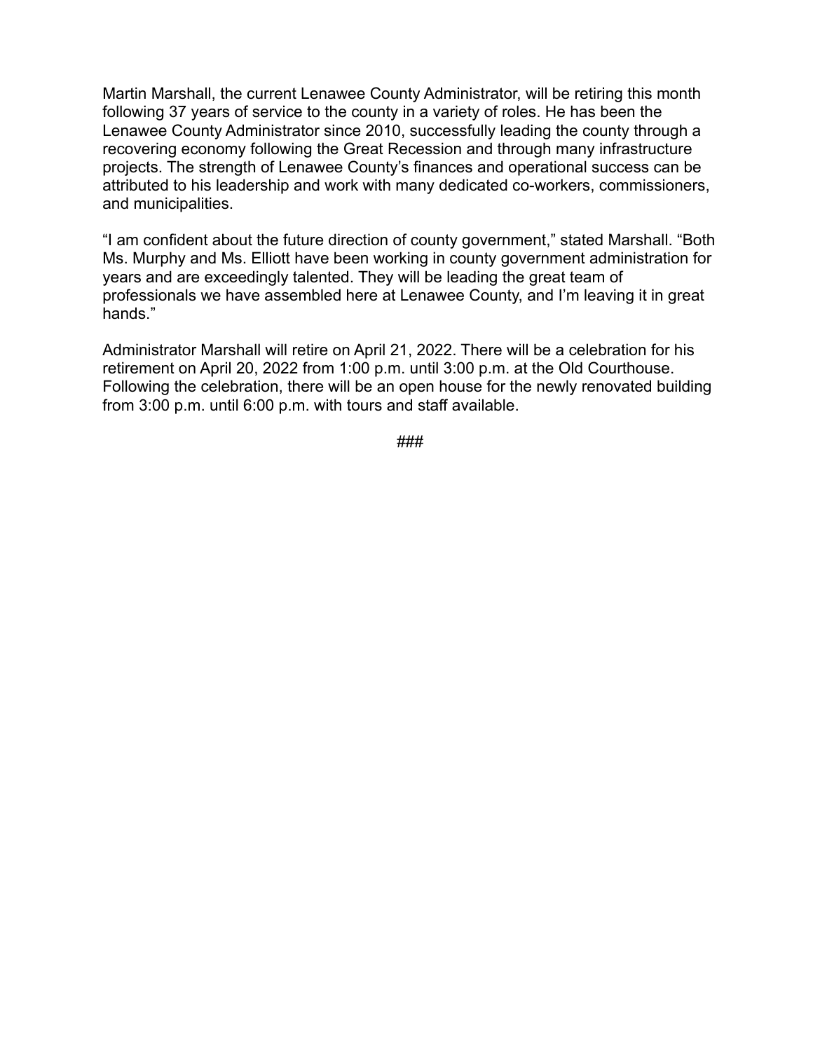Martin Marshall, the current Lenawee County Administrator, will be retiring this month following 37 years of service to the county in a variety of roles. He has been the Lenawee County Administrator since 2010, successfully leading the county through a recovering economy following the Great Recession and through many infrastructure projects. The strength of Lenawee County's finances and operational success can be attributed to his leadership and work with many dedicated co-workers, commissioners, and municipalities.

"I am confident about the future direction of county government," stated Marshall. "Both Ms. Murphy and Ms. Elliott have been working in county government administration for years and are exceedingly talented. They will be leading the great team of professionals we have assembled here at Lenawee County, and I'm leaving it in great hands."

Administrator Marshall will retire on April 21, 2022. There will be a celebration for his retirement on April 20, 2022 from 1:00 p.m. until 3:00 p.m. at the Old Courthouse. Following the celebration, there will be an open house for the newly renovated building from 3:00 p.m. until 6:00 p.m. with tours and staff available.

###